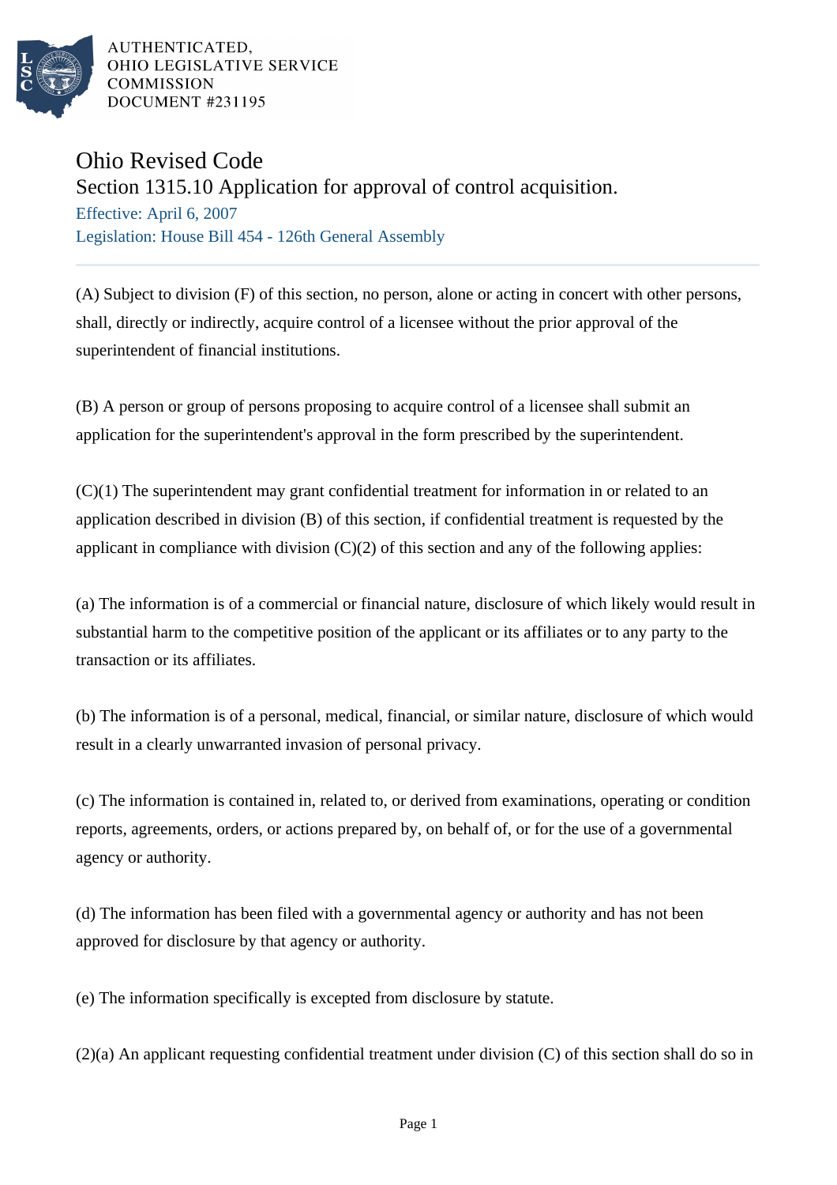AUTHENTICATED,
OHIO LEGISLATIVE SERVICE
COMMISSION
DOCUMENT #231195

# Ohio Revised Code

## Section 1315.10 Application for approval of control acquisition.

Effective: April 6, 2007

Legislation: House Bill 454 - 126th General Assembly

---

(A) Subject to division (F) of this section, no person, alone or acting in concert with other persons, shall, directly or indirectly, acquire control of a licensee without the prior approval of the superintendent of financial institutions.

(B) A person or group of persons proposing to acquire control of a licensee shall submit an application for the superintendent's approval in the form prescribed by the superintendent.

(C)(1) The superintendent may grant confidential treatment for information in or related to an application described in division (B) of this section, if confidential treatment is requested by the applicant in compliance with division (C)(2) of this section and any of the following applies:

(a) The information is of a commercial or financial nature, disclosure of which likely would result in substantial harm to the competitive position of the applicant or its affiliates or to any party to the transaction or its affiliates.

(b) The information is of a personal, medical, financial, or similar nature, disclosure of which would result in a clearly unwarranted invasion of personal privacy.

(c) The information is contained in, related to, or derived from examinations, operating or condition reports, agreements, orders, or actions prepared by, on behalf of, or for the use of a governmental agency or authority.

(d) The information has been filed with a governmental agency or authority and has not been approved for disclosure by that agency or authority.

(e) The information specifically is excepted from disclosure by statute.

(2)(a) An applicant requesting confidential treatment under division (C) of this section shall do so in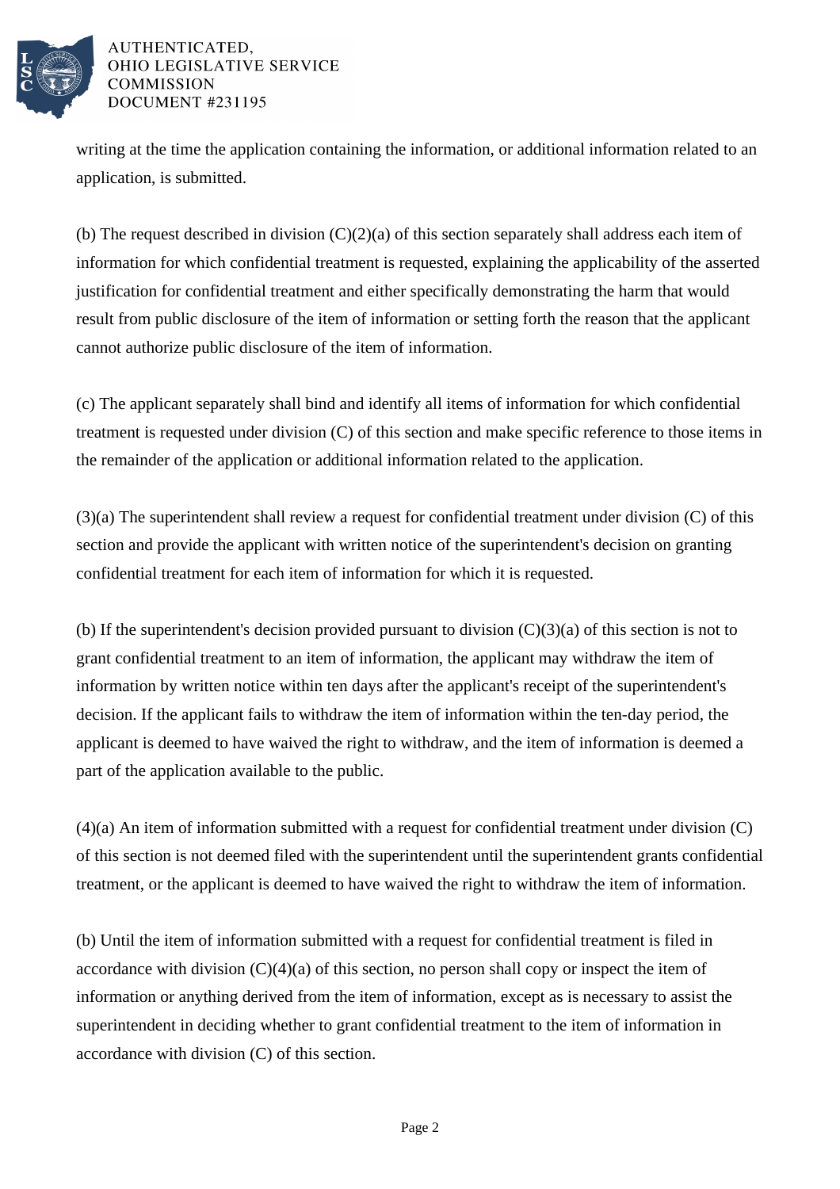writing at the time the application containing the information, or additional information related to an application, is submitted.

(b) The request described in division (C)(2)(a) of this section separately shall address each item of information for which confidential treatment is requested, explaining the applicability of the asserted justification for confidential treatment and either specifically demonstrating the harm that would result from public disclosure of the item of information or setting forth the reason that the applicant cannot authorize public disclosure of the item of information.

(c) The applicant separately shall bind and identify all items of information for which confidential treatment is requested under division (C) of this section and make specific reference to those items in the remainder of the application or additional information related to the application.

(3)(a) The superintendent shall review a request for confidential treatment under division (C) of this section and provide the applicant with written notice of the superintendent's decision on granting confidential treatment for each item of information for which it is requested.

(b) If the superintendent's decision provided pursuant to division (C)(3)(a) of this section is not to grant confidential treatment to an item of information, the applicant may withdraw the item of information by written notice within ten days after the applicant's receipt of the superintendent's decision. If the applicant fails to withdraw the item of information within the ten-day period, the applicant is deemed to have waived the right to withdraw, and the item of information is deemed a part of the application available to the public.

(4)(a) An item of information submitted with a request for confidential treatment under division (C) of this section is not deemed filed with the superintendent until the superintendent grants confidential treatment, or the applicant is deemed to have waived the right to withdraw the item of information.

(b) Until the item of information submitted with a request for confidential treatment is filed in accordance with division (C)(4)(a) of this section, no person shall copy or inspect the item of information or anything derived from the item of information, except as is necessary to assist the superintendent in deciding whether to grant confidential treatment to the item of information in accordance with division (C) of this section.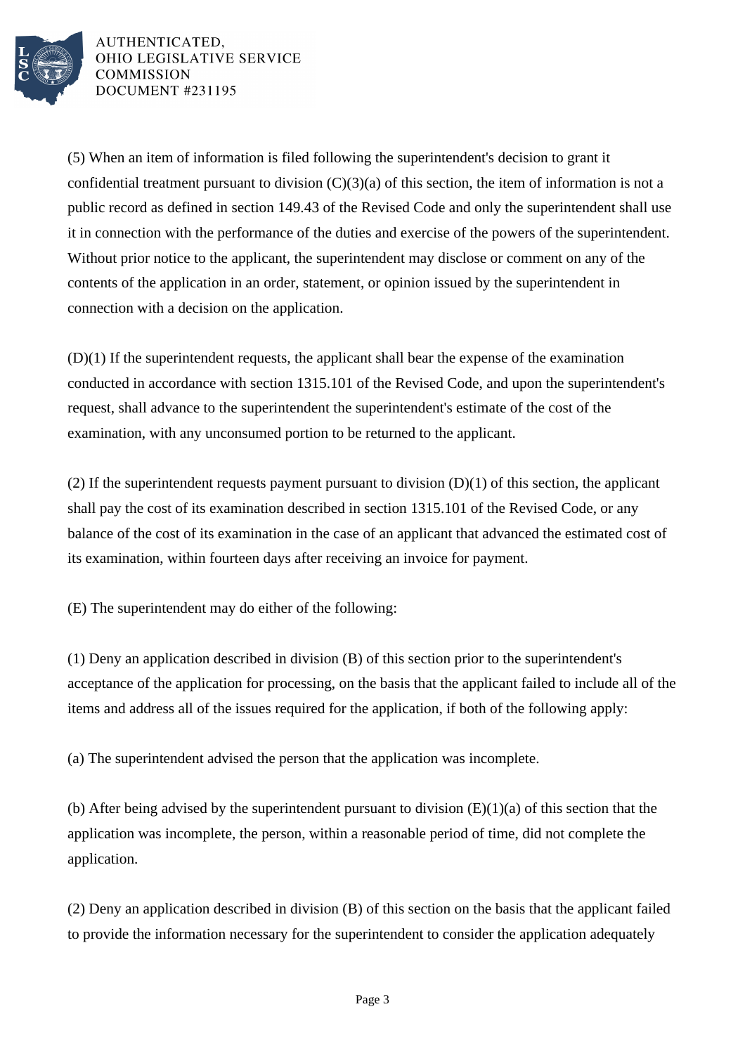(5) When an item of information is filed following the superintendent's decision to grant it confidential treatment pursuant to division (C)(3)(a) of this section, the item of information is not a public record as defined in section 149.43 of the Revised Code and only the superintendent shall use it in connection with the performance of the duties and exercise of the powers of the superintendent. Without prior notice to the applicant, the superintendent may disclose or comment on any of the contents of the application in an order, statement, or opinion issued by the superintendent in connection with a decision on the application.

(D)(1) If the superintendent requests, the applicant shall bear the expense of the examination conducted in accordance with section 1315.101 of the Revised Code, and upon the superintendent's request, shall advance to the superintendent the superintendent's estimate of the cost of the examination, with any unconsumed portion to be returned to the applicant.

(2) If the superintendent requests payment pursuant to division (D)(1) of this section, the applicant shall pay the cost of its examination described in section 1315.101 of the Revised Code, or any balance of the cost of its examination in the case of an applicant that advanced the estimated cost of its examination, within fourteen days after receiving an invoice for payment.

(E) The superintendent may do either of the following:

(1) Deny an application described in division (B) of this section prior to the superintendent's acceptance of the application for processing, on the basis that the applicant failed to include all of the items and address all of the issues required for the application, if both of the following apply:

(a) The superintendent advised the person that the application was incomplete.

(b) After being advised by the superintendent pursuant to division (E)(1)(a) of this section that the application was incomplete, the person, within a reasonable period of time, did not complete the application.

(2) Deny an application described in division (B) of this section on the basis that the applicant failed to provide the information necessary for the superintendent to consider the application adequately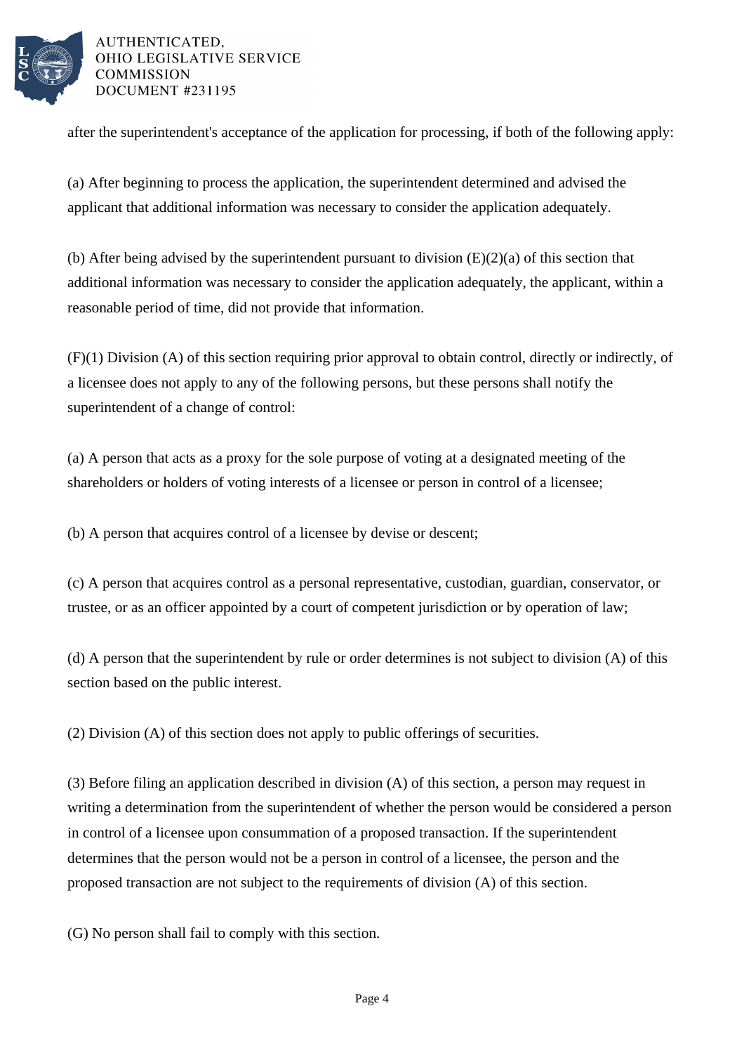after the superintendent's acceptance of the application for processing, if both of the following apply:

(a) After beginning to process the application, the superintendent determined and advised the applicant that additional information was necessary to consider the application adequately.

(b) After being advised by the superintendent pursuant to division (E)(2)(a) of this section that additional information was necessary to consider the application adequately, the applicant, within a reasonable period of time, did not provide that information.

(F)(1) Division (A) of this section requiring prior approval to obtain control, directly or indirectly, of a licensee does not apply to any of the following persons, but these persons shall notify the superintendent of a change of control:

(a) A person that acts as a proxy for the sole purpose of voting at a designated meeting of the shareholders or holders of voting interests of a licensee or person in control of a licensee;

(b) A person that acquires control of a licensee by devise or descent;

(c) A person that acquires control as a personal representative, custodian, guardian, conservator, or trustee, or as an officer appointed by a court of competent jurisdiction or by operation of law;

(d) A person that the superintendent by rule or order determines is not subject to division (A) of this section based on the public interest.

(2) Division (A) of this section does not apply to public offerings of securities.

(3) Before filing an application described in division (A) of this section, a person may request in writing a determination from the superintendent of whether the person would be considered a person in control of a licensee upon consummation of a proposed transaction. If the superintendent determines that the person would not be a person in control of a licensee, the person and the proposed transaction are not subject to the requirements of division (A) of this section.

(G) No person shall fail to comply with this section.